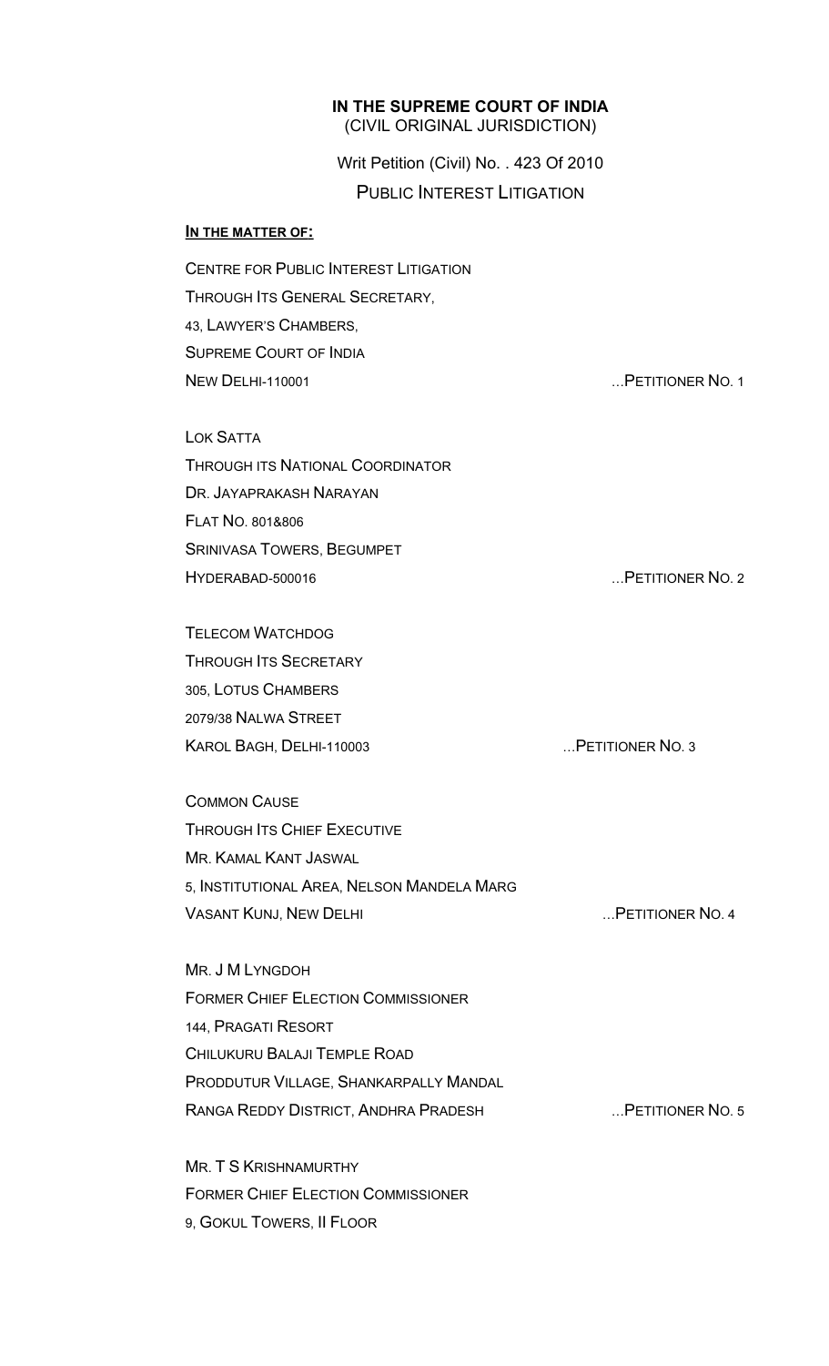**IN THE SUPREME COURT OF INDIA**
(CIVIL ORIGINAL JURISDICTION)

Writ Petition (Civil) No. . 423 Of 2010

PUBLIC INTEREST LITIGATION

**IN THE MATTER OF:**

CENTRE FOR PUBLIC INTEREST LITIGATION
THROUGH ITS GENERAL SECRETARY,
43, LAWYER'S CHAMBERS,
SUPREME COURT OF INDIA
NEW DELHI-110001 ...PETITIONER NO. 1

LOK SATTA
THROUGH ITS NATIONAL COORDINATOR
DR. JAYAPRAKASH NARAYAN
FLAT NO. 801&806
SRINIVASA TOWERS, BEGUMPET
HYDERABAD-500016 ...PETITIONER NO. 2

TELECOM WATCHDOG
THROUGH ITS SECRETARY
305, LOTUS CHAMBERS
2079/38 NALWA STREET
KAROL BAGH, DELHI-110003 ...PETITIONER NO. 3

COMMON CAUSE
THROUGH ITS CHIEF EXECUTIVE
MR. KAMAL KANT JASWAL
5, INSTITUTIONAL AREA, NELSON MANDELA MARG
VASANT KUNJ, NEW DELHI ...PETITIONER NO. 4

MR. J M LYNGDOH
FORMER CHIEF ELECTION COMMISSIONER
144, PRAGATI RESORT
CHILUKURU BALAJI TEMPLE ROAD
PRODDUTUR VILLAGE, SHANKARPALLY MANDAL
RANGA REDDY DISTRICT, ANDHRA PRADESH ...PETITIONER NO. 5

MR. T S KRISHNAMURTHY
FORMER CHIEF ELECTION COMMISSIONER
9, GOKUL TOWERS, II FLOOR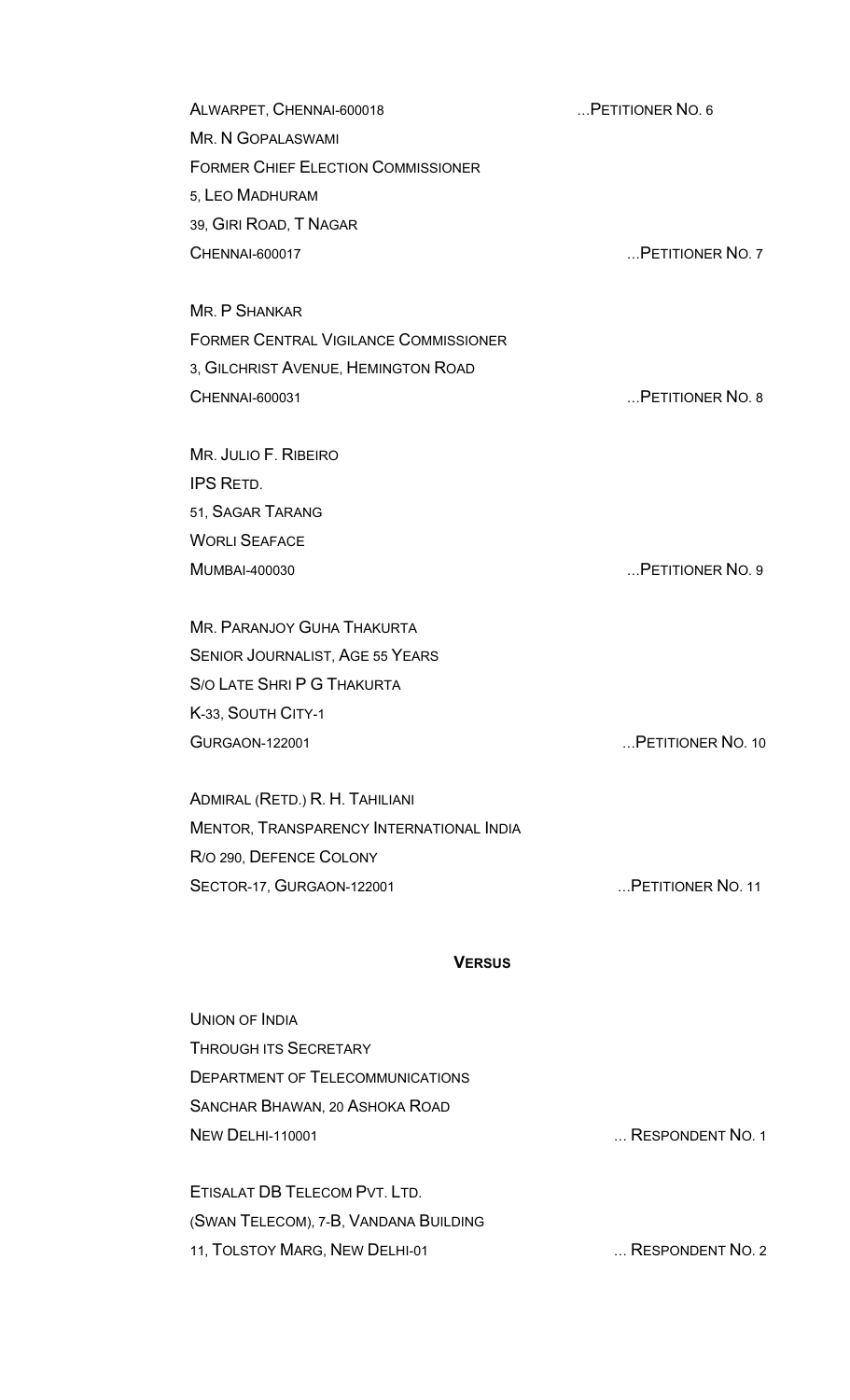ALWARPET, CHENNAI-600018 ...PETITIONER NO. 6

MR. N GOPALASWAMI
FORMER CHIEF ELECTION COMMISSIONER
5, LEO MADHURAM
39, GIRI ROAD, T NAGAR
CHENNAI-600017 ...PETITIONER NO. 7

MR. P SHANKAR
FORMER CENTRAL VIGILANCE COMMISSIONER
3, GILCHRIST AVENUE, HEMINGTON ROAD
CHENNAI-600031 ...PETITIONER NO. 8

MR. JULIO F. RIBEIRO
IPS RETD.
51, SAGAR TARANG
WORLI SEAFACE
MUMBAI-400030 ...PETITIONER NO. 9

MR. PARANJOY GUHA THAKURTA
SENIOR JOURNALIST, AGE 55 YEARS
S/O LATE SHRI P G THAKURTA
K-33, SOUTH CITY-1
GURGAON-122001 ...PETITIONER NO. 10

ADMIRAL (RETD.) R. H. TAHILIANI
MENTOR, TRANSPARENCY INTERNATIONAL INDIA
R/O 290, DEFENCE COLONY
SECTOR-17, GURGAON-122001 ...PETITIONER NO. 11

**VERSUS**

UNION OF INDIA
THROUGH ITS SECRETARY
DEPARTMENT OF TELECOMMUNICATIONS
SANCHAR BHAWAN, 20 ASHOKA ROAD
NEW DELHI-110001 ... RESPONDENT NO. 1

ETISALAT DB TELECOM PVT. LTD.
(SWAN TELECOM), 7-B, VANDANA BUILDING
11, TOLSTOY MARG, NEW DELHI-01 ... RESPONDENT NO. 2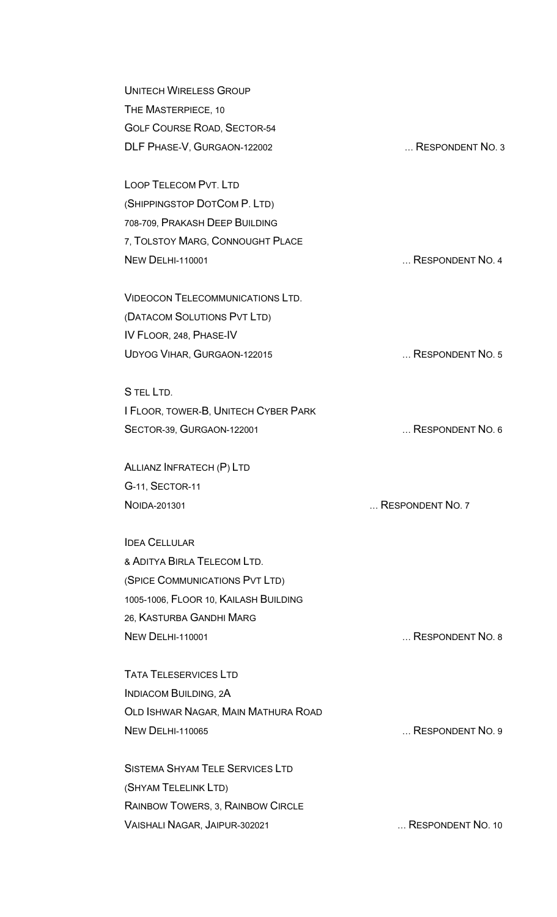UNITECH WIRELESS GROUP
THE MASTERPIECE, 10
GOLF COURSE ROAD, SECTOR-54
DLF PHASE-V, GURGAON-122002 … RESPONDENT NO. 3

LOOP TELECOM PVT. LTD
(SHIPPINGSTOP DOTCOM P. LTD)
708-709, PRAKASH DEEP BUILDING
7, TOLSTOY MARG, CONNOUGHT PLACE
NEW DELHI-110001 … RESPONDENT NO. 4

VIDEOCON TELECOMMUNICATIONS LTD.
(DATACOM SOLUTIONS PVT LTD)
IV FLOOR, 248, PHASE-IV
UDYOG VIHAR, GURGAON-122015 … RESPONDENT NO. 5

S TEL LTD.
I FLOOR, TOWER-B, UNITECH CYBER PARK
SECTOR-39, GURGAON-122001 … RESPONDENT NO. 6

ALLIANZ INFRATECH (P) LTD
G-11, SECTOR-11
NOIDA-201301 … RESPONDENT NO. 7

IDEA CELLULAR
& ADITYA BIRLA TELECOM LTD.
(SPICE COMMUNICATIONS PVT LTD)
1005-1006, FLOOR 10, KAILASH BUILDING
26, KASTURBA GANDHI MARG
NEW DELHI-110001 … RESPONDENT NO. 8

TATA TELESERVICES LTD
INDIACOM BUILDING, 2A
OLD ISHWAR NAGAR, MAIN MATHURA ROAD
NEW DELHI-110065 … RESPONDENT NO. 9

SISTEMA SHYAM TELE SERVICES LTD
(SHYAM TELELINK LTD)
RAINBOW TOWERS, 3, RAINBOW CIRCLE
VAISHALI NAGAR, JAIPUR-302021 … RESPONDENT NO. 10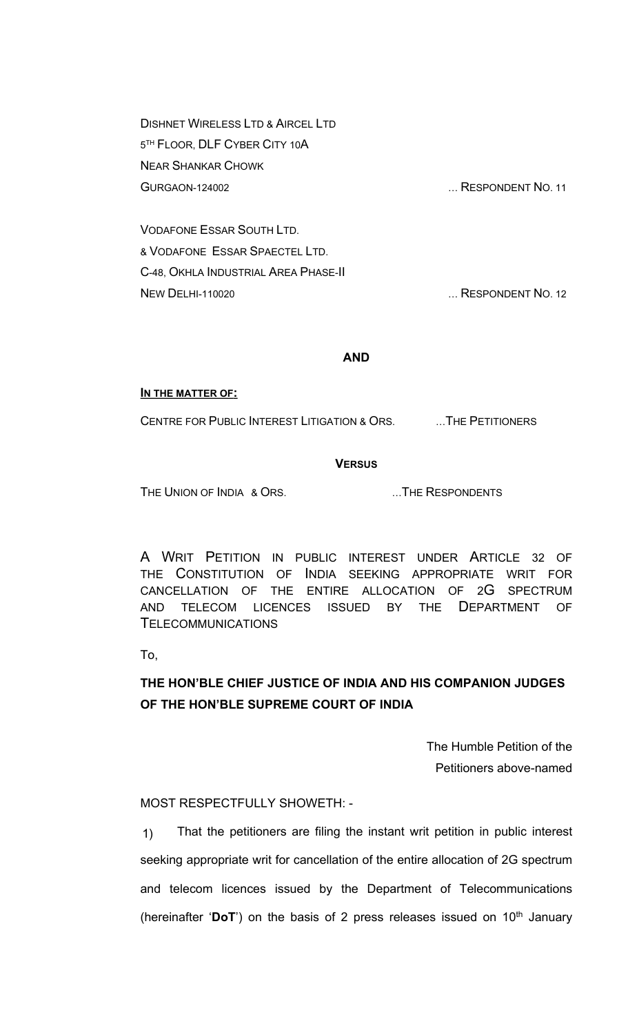DISHNET WIRELESS LTD & AIRCEL LTD
5TH FLOOR, DLF CYBER CITY 10A
NEAR SHANKAR CHOWK
GURGAON-124002 ... RESPONDENT NO. 11

VODAFONE ESSAR SOUTH LTD.
& VODAFONE ESSAR SPAECTEL LTD.
C-48, OKHLA INDUSTRIAL AREA PHASE-II
NEW DELHI-110020 ... RESPONDENT NO. 12

**AND**

**IN THE MATTER OF:**

CENTRE FOR PUBLIC INTEREST LITIGATION & ORS. ...THE PETITIONERS

**VERSUS**

THE UNION OF INDIA & ORS. ...THE RESPONDENTS

A WRIT PETITION IN PUBLIC INTEREST UNDER ARTICLE 32 OF THE CONSTITUTION OF INDIA SEEKING APPROPRIATE WRIT FOR CANCELLATION OF THE ENTIRE ALLOCATION OF 2G SPECTRUM AND TELECOM LICENCES ISSUED BY THE DEPARTMENT OF TELECOMMUNICATIONS

To,

**THE HON'BLE CHIEF JUSTICE OF INDIA AND HIS COMPANION JUDGES OF THE HON'BLE SUPREME COURT OF INDIA**

The Humble Petition of the Petitioners above-named

MOST RESPECTFULLY SHOWETH: -

1) That the petitioners are filing the instant writ petition in public interest seeking appropriate writ for cancellation of the entire allocation of 2G spectrum and telecom licences issued by the Department of Telecommunications (hereinafter '**DoT**') on the basis of 2 press releases issued on 10th January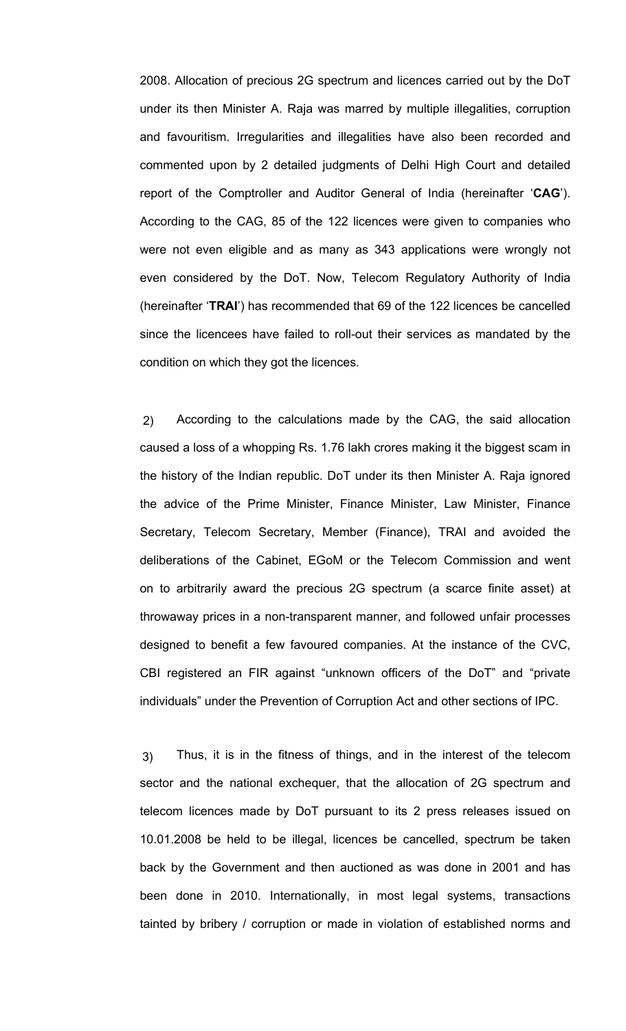2008. Allocation of precious 2G spectrum and licences carried out by the DoT under its then Minister A. Raja was marred by multiple illegalities, corruption and favouritism. Irregularities and illegalities have also been recorded and commented upon by 2 detailed judgments of Delhi High Court and detailed report of the Comptroller and Auditor General of India (hereinafter '**CAG**'). According to the CAG, 85 of the 122 licences were given to companies who were not even eligible and as many as 343 applications were wrongly not even considered by the DoT. Now, Telecom Regulatory Authority of India (hereinafter '**TRAI**') has recommended that 69 of the 122 licences be cancelled since the licencees have failed to roll-out their services as mandated by the condition on which they got the licences.

2) According to the calculations made by the CAG, the said allocation caused a loss of a whopping Rs. 1.76 lakh crores making it the biggest scam in the history of the Indian republic. DoT under its then Minister A. Raja ignored the advice of the Prime Minister, Finance Minister, Law Minister, Finance Secretary, Telecom Secretary, Member (Finance), TRAI and avoided the deliberations of the Cabinet, EGoM or the Telecom Commission and went on to arbitrarily award the precious 2G spectrum (a scarce finite asset) at throwaway prices in a non-transparent manner, and followed unfair processes designed to benefit a few favoured companies. At the instance of the CVC, CBI registered an FIR against "unknown officers of the DoT" and "private individuals" under the Prevention of Corruption Act and other sections of IPC.

3) Thus, it is in the fitness of things, and in the interest of the telecom sector and the national exchequer, that the allocation of 2G spectrum and telecom licences made by DoT pursuant to its 2 press releases issued on 10.01.2008 be held to be illegal, licences be cancelled, spectrum be taken back by the Government and then auctioned as was done in 2001 and has been done in 2010. Internationally, in most legal systems, transactions tainted by bribery / corruption or made in violation of established norms and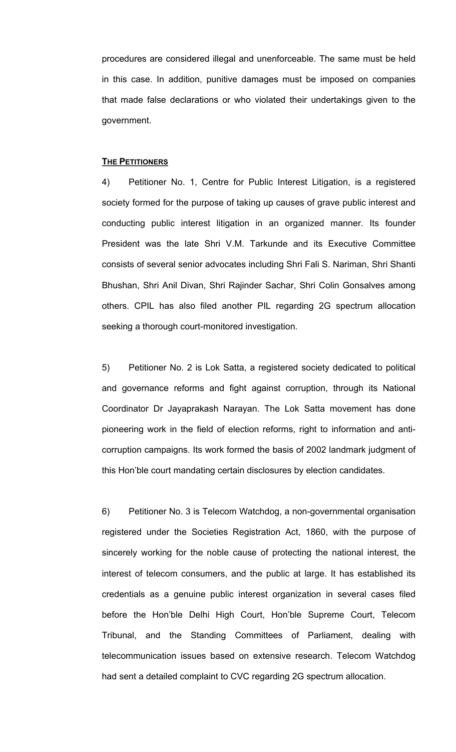procedures are considered illegal and unenforceable. The same must be held in this case. In addition, punitive damages must be imposed on companies that made false declarations or who violated their undertakings given to the government.

**THE PETITIONERS**

4) Petitioner No. 1, Centre for Public Interest Litigation, is a registered society formed for the purpose of taking up causes of grave public interest and conducting public interest litigation in an organized manner. Its founder President was the late Shri V.M. Tarkunde and its Executive Committee consists of several senior advocates including Shri Fali S. Nariman, Shri Shanti Bhushan, Shri Anil Divan, Shri Rajinder Sachar, Shri Colin Gonsalves among others. CPIL has also filed another PIL regarding 2G spectrum allocation seeking a thorough court-monitored investigation.

5) Petitioner No. 2 is Lok Satta, a registered society dedicated to political and governance reforms and fight against corruption, through its National Coordinator Dr Jayaprakash Narayan. The Lok Satta movement has done pioneering work in the field of election reforms, right to information and anti-corruption campaigns. Its work formed the basis of 2002 landmark judgment of this Hon'ble court mandating certain disclosures by election candidates.

6) Petitioner No. 3 is Telecom Watchdog, a non-governmental organisation registered under the Societies Registration Act, 1860, with the purpose of sincerely working for the noble cause of protecting the national interest, the interest of telecom consumers, and the public at large. It has established its credentials as a genuine public interest organization in several cases filed before the Hon'ble Delhi High Court, Hon'ble Supreme Court, Telecom Tribunal, and the Standing Committees of Parliament, dealing with telecommunication issues based on extensive research. Telecom Watchdog had sent a detailed complaint to CVC regarding 2G spectrum allocation.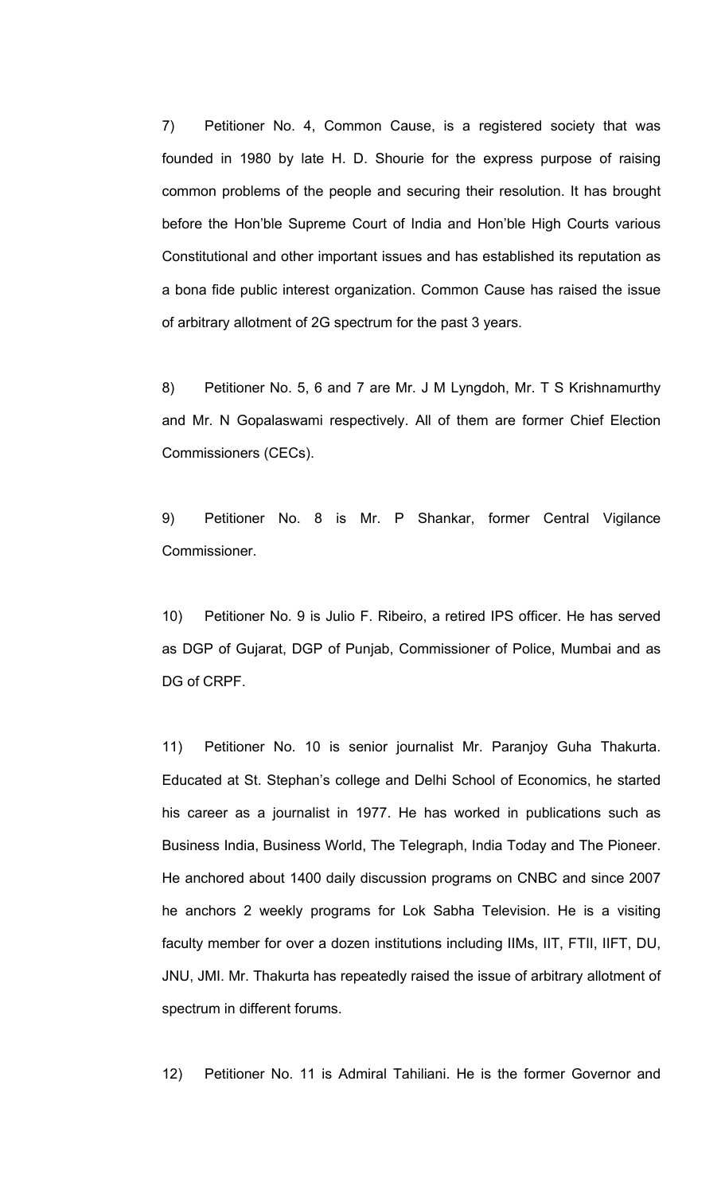7) Petitioner No. 4, Common Cause, is a registered society that was founded in 1980 by late H. D. Shourie for the express purpose of raising common problems of the people and securing their resolution. It has brought before the Hon'ble Supreme Court of India and Hon'ble High Courts various Constitutional and other important issues and has established its reputation as a bona fide public interest organization. Common Cause has raised the issue of arbitrary allotment of 2G spectrum for the past 3 years.

8) Petitioner No. 5, 6 and 7 are Mr. J M Lyngdoh, Mr. T S Krishnamurthy and Mr. N Gopalaswami respectively. All of them are former Chief Election Commissioners (CECs).

9) Petitioner No. 8 is Mr. P Shankar, former Central Vigilance Commissioner.

10) Petitioner No. 9 is Julio F. Ribeiro, a retired IPS officer. He has served as DGP of Gujarat, DGP of Punjab, Commissioner of Police, Mumbai and as DG of CRPF.

11) Petitioner No. 10 is senior journalist Mr. Paranjoy Guha Thakurta. Educated at St. Stephan's college and Delhi School of Economics, he started his career as a journalist in 1977. He has worked in publications such as Business India, Business World, The Telegraph, India Today and The Pioneer. He anchored about 1400 daily discussion programs on CNBC and since 2007 he anchors 2 weekly programs for Lok Sabha Television. He is a visiting faculty member for over a dozen institutions including IIMs, IIT, FTII, IIFT, DU, JNU, JMI. Mr. Thakurta has repeatedly raised the issue of arbitrary allotment of spectrum in different forums.

12) Petitioner No. 11 is Admiral Tahiliani. He is the former Governor and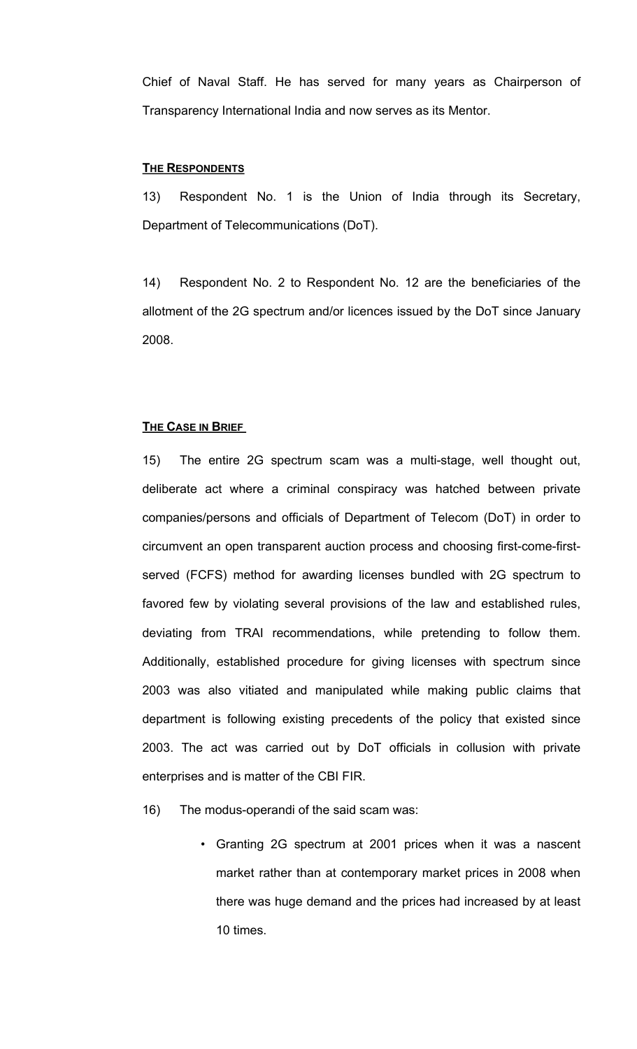Chief of Naval Staff. He has served for many years as Chairperson of Transparency International India and now serves as its Mentor.

**THE RESPONDENTS**

13) Respondent No. 1 is the Union of India through its Secretary, Department of Telecommunications (DoT).

14) Respondent No. 2 to Respondent No. 12 are the beneficiaries of the allotment of the 2G spectrum and/or licences issued by the DoT since January 2008.

**THE CASE IN BRIEF**

15) The entire 2G spectrum scam was a multi-stage, well thought out, deliberate act where a criminal conspiracy was hatched between private companies/persons and officials of Department of Telecom (DoT) in order to circumvent an open transparent auction process and choosing first-come-first-served (FCFS) method for awarding licenses bundled with 2G spectrum to favored few by violating several provisions of the law and established rules, deviating from TRAI recommendations, while pretending to follow them. Additionally, established procedure for giving licenses with spectrum since 2003 was also vitiated and manipulated while making public claims that department is following existing precedents of the policy that existed since 2003. The act was carried out by DoT officials in collusion with private enterprises and is matter of the CBI FIR.

16) The modus-operandi of the said scam was:

- Granting 2G spectrum at 2001 prices when it was a nascent market rather than at contemporary market prices in 2008 when there was huge demand and the prices had increased by at least 10 times.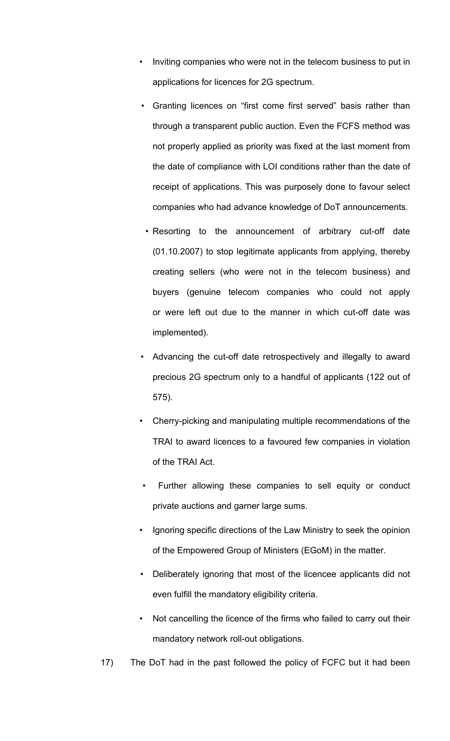- Inviting companies who were not in the telecom business to put in applications for licences for 2G spectrum.
- Granting licences on "first come first served" basis rather than through a transparent public auction. Even the FCFS method was not properly applied as priority was fixed at the last moment from the date of compliance with LOI conditions rather than the date of receipt of applications. This was purposely done to favour select companies who had advance knowledge of DoT announcements.
- Resorting to the announcement of arbitrary cut-off date (01.10.2007) to stop legitimate applicants from applying, thereby creating sellers (who were not in the telecom business) and buyers (genuine telecom companies who could not apply or were left out due to the manner in which cut-off date was implemented).
- Advancing the cut-off date retrospectively and illegally to award precious 2G spectrum only to a handful of applicants (122 out of 575).
- Cherry-picking and manipulating multiple recommendations of the TRAI to award licences to a favoured few companies in violation of the TRAI Act.
- Further allowing these companies to sell equity or conduct private auctions and garner large sums.
- Ignoring specific directions of the Law Ministry to seek the opinion of the Empowered Group of Ministers (EGoM) in the matter.
- Deliberately ignoring that most of the licencee applicants did not even fulfill the mandatory eligibility criteria.
- Not cancelling the licence of the firms who failed to carry out their mandatory network roll-out obligations.

17) The DoT had in the past followed the policy of FCFC but it had been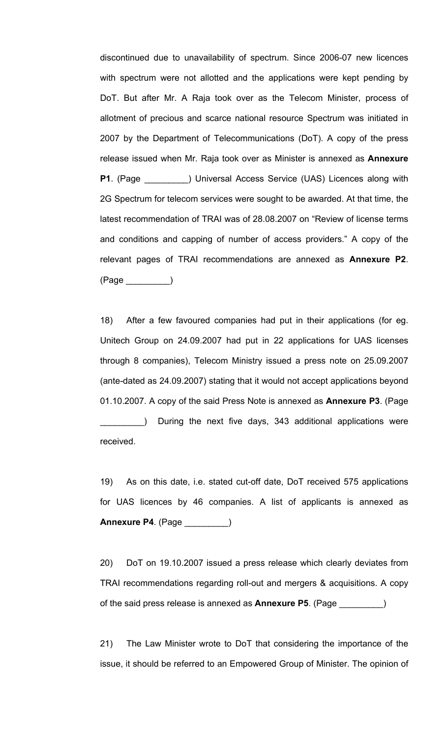discontinued due to unavailability of spectrum. Since 2006-07 new licences with spectrum were not allotted and the applications were kept pending by DoT. But after Mr. A Raja took over as the Telecom Minister, process of allotment of precious and scarce national resource Spectrum was initiated in 2007 by the Department of Telecommunications (DoT). A copy of the press release issued when Mr. Raja took over as Minister is annexed as **Annexure P1**. (Page _________) Universal Access Service (UAS) Licences along with 2G Spectrum for telecom services were sought to be awarded. At that time, the latest recommendation of TRAI was of 28.08.2007 on "Review of license terms and conditions and capping of number of access providers." A copy of the relevant pages of TRAI recommendations are annexed as **Annexure P2**. (Page _________)

18) After a few favoured companies had put in their applications (for eg. Unitech Group on 24.09.2007 had put in 22 applications for UAS licenses through 8 companies), Telecom Ministry issued a press note on 25.09.2007 (ante-dated as 24.09.2007) stating that it would not accept applications beyond 01.10.2007. A copy of the said Press Note is annexed as **Annexure P3**. (Page _________) During the next five days, 343 additional applications were received.

19) As on this date, i.e. stated cut-off date, DoT received 575 applications for UAS licences by 46 companies. A list of applicants is annexed as **Annexure P4**. (Page _________)

20) DoT on 19.10.2007 issued a press release which clearly deviates from TRAI recommendations regarding roll-out and mergers & acquisitions. A copy of the said press release is annexed as **Annexure P5**. (Page _________)

21) The Law Minister wrote to DoT that considering the importance of the issue, it should be referred to an Empowered Group of Minister. The opinion of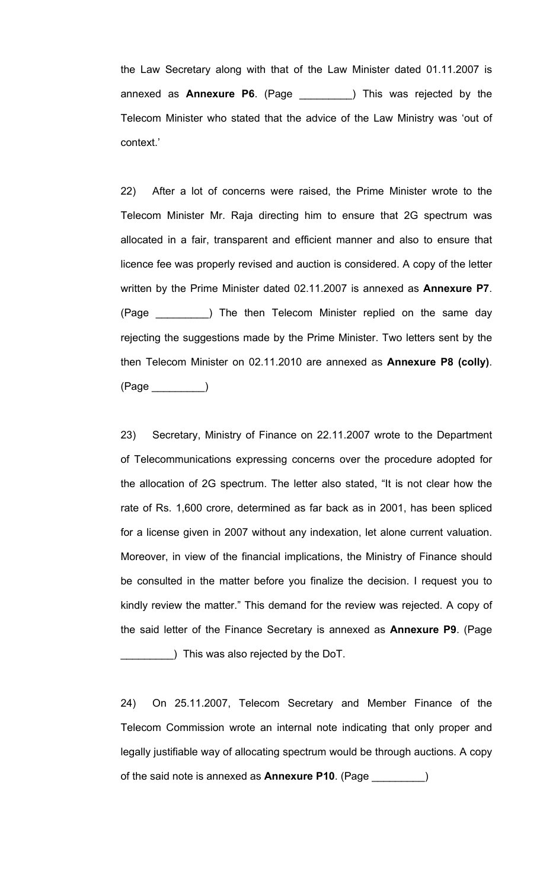the Law Secretary along with that of the Law Minister dated 01.11.2007 is annexed as **Annexure P6**. (Page _________) This was rejected by the Telecom Minister who stated that the advice of the Law Ministry was 'out of context.'

22) After a lot of concerns were raised, the Prime Minister wrote to the Telecom Minister Mr. Raja directing him to ensure that 2G spectrum was allocated in a fair, transparent and efficient manner and also to ensure that licence fee was properly revised and auction is considered. A copy of the letter written by the Prime Minister dated 02.11.2007 is annexed as **Annexure P7**. (Page _________) The then Telecom Minister replied on the same day rejecting the suggestions made by the Prime Minister. Two letters sent by the then Telecom Minister on 02.11.2010 are annexed as **Annexure P8 (colly)**. (Page _________)

23) Secretary, Ministry of Finance on 22.11.2007 wrote to the Department of Telecommunications expressing concerns over the procedure adopted for the allocation of 2G spectrum. The letter also stated, "It is not clear how the rate of Rs. 1,600 crore, determined as far back as in 2001, has been spliced for a license given in 2007 without any indexation, let alone current valuation. Moreover, in view of the financial implications, the Ministry of Finance should be consulted in the matter before you finalize the decision. I request you to kindly review the matter." This demand for the review was rejected. A copy of the said letter of the Finance Secretary is annexed as **Annexure P9**. (Page _________) This was also rejected by the DoT.

24) On 25.11.2007, Telecom Secretary and Member Finance of the Telecom Commission wrote an internal note indicating that only proper and legally justifiable way of allocating spectrum would be through auctions. A copy of the said note is annexed as **Annexure P10**. (Page _________)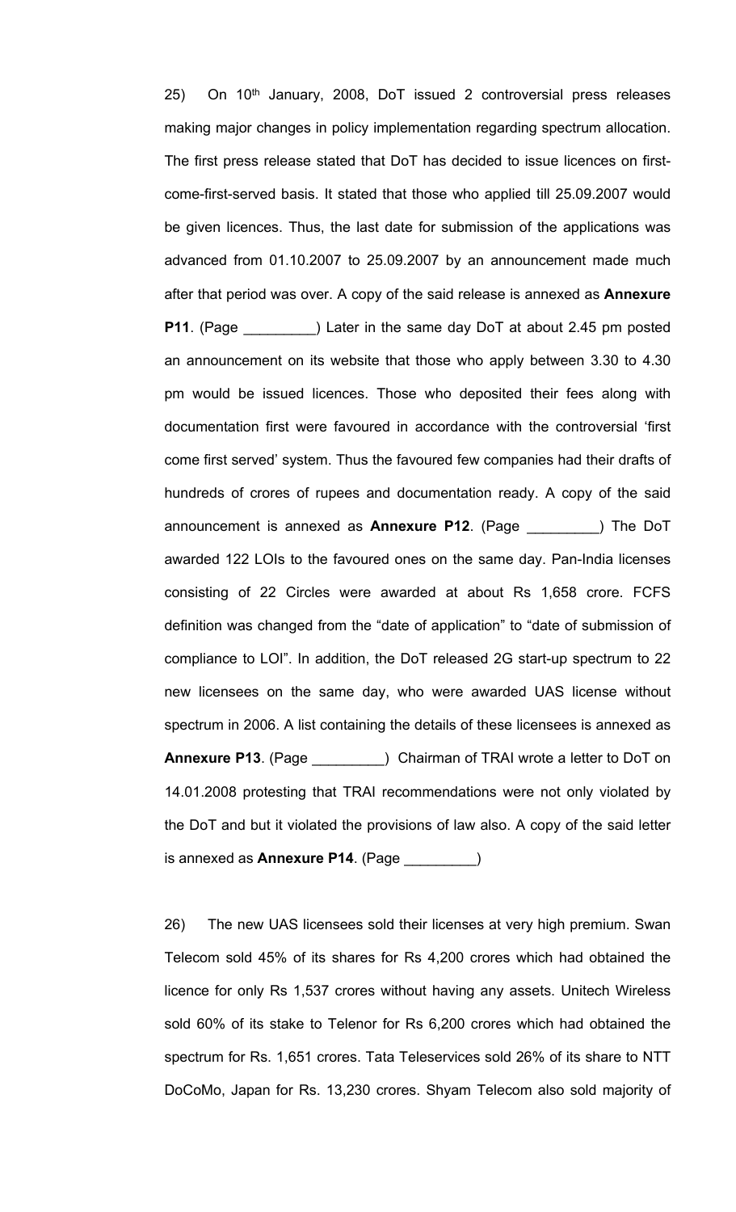25) On 10th January, 2008, DoT issued 2 controversial press releases making major changes in policy implementation regarding spectrum allocation. The first press release stated that DoT has decided to issue licences on first-come-first-served basis. It stated that those who applied till 25.09.2007 would be given licences. Thus, the last date for submission of the applications was advanced from 01.10.2007 to 25.09.2007 by an announcement made much after that period was over. A copy of the said release is annexed as **Annexure P11**. (Page _________) Later in the same day DoT at about 2.45 pm posted an announcement on its website that those who apply between 3.30 to 4.30 pm would be issued licences. Those who deposited their fees along with documentation first were favoured in accordance with the controversial 'first come first served' system. Thus the favoured few companies had their drafts of hundreds of crores of rupees and documentation ready. A copy of the said announcement is annexed as **Annexure P12**. (Page _________) The DoT awarded 122 LOIs to the favoured ones on the same day. Pan-India licenses consisting of 22 Circles were awarded at about Rs 1,658 crore. FCFS definition was changed from the "date of application" to "date of submission of compliance to LOI". In addition, the DoT released 2G start-up spectrum to 22 new licensees on the same day, who were awarded UAS license without spectrum in 2006. A list containing the details of these licensees is annexed as **Annexure P13**. (Page _________) Chairman of TRAI wrote a letter to DoT on 14.01.2008 protesting that TRAI recommendations were not only violated by the DoT and but it violated the provisions of law also. A copy of the said letter is annexed as **Annexure P14**. (Page _________)

26) The new UAS licensees sold their licenses at very high premium. Swan Telecom sold 45% of its shares for Rs 4,200 crores which had obtained the licence for only Rs 1,537 crores without having any assets. Unitech Wireless sold 60% of its stake to Telenor for Rs 6,200 crores which had obtained the spectrum for Rs. 1,651 crores. Tata Teleservices sold 26% of its share to NTT DoCoMo, Japan for Rs. 13,230 crores. Shyam Telecom also sold majority of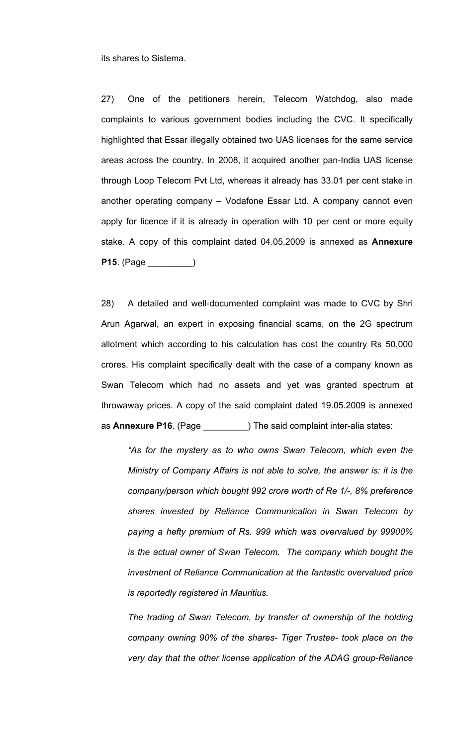its shares to Sistema.

27) One of the petitioners herein, Telecom Watchdog, also made complaints to various government bodies including the CVC. It specifically highlighted that Essar illegally obtained two UAS licenses for the same service areas across the country. In 2008, it acquired another pan-India UAS license through Loop Telecom Pvt Ltd, whereas it already has 33.01 per cent stake in another operating company – Vodafone Essar Ltd. A company cannot even apply for licence if it is already in operation with 10 per cent or more equity stake. A copy of this complaint dated 04.05.2009 is annexed as **Annexure P15**. (Page _________)

28) A detailed and well-documented complaint was made to CVC by Shri Arun Agarwal, an expert in exposing financial scams, on the 2G spectrum allotment which according to his calculation has cost the country Rs 50,000 crores. His complaint specifically dealt with the case of a company known as Swan Telecom which had no assets and yet was granted spectrum at throwaway prices. A copy of the said complaint dated 19.05.2009 is annexed as **Annexure P16**. (Page _________) The said complaint inter-alia states:

> *"As for the mystery as to who owns Swan Telecom, which even the Ministry of Company Affairs is not able to solve, the answer is: it is the company/person which bought 992 crore worth of Re 1/-, 8% preference shares invested by Reliance Communication in Swan Telecom by paying a hefty premium of Rs. 999 which was overvalued by 99900% is the actual owner of Swan Telecom. The company which bought the investment of Reliance Communication at the fantastic overvalued price is reportedly registered in Mauritius.*
>
> *The trading of Swan Telecom, by transfer of ownership of the holding company owning 90% of the shares- Tiger Trustee- took place on the very day that the other license application of the ADAG group-Reliance*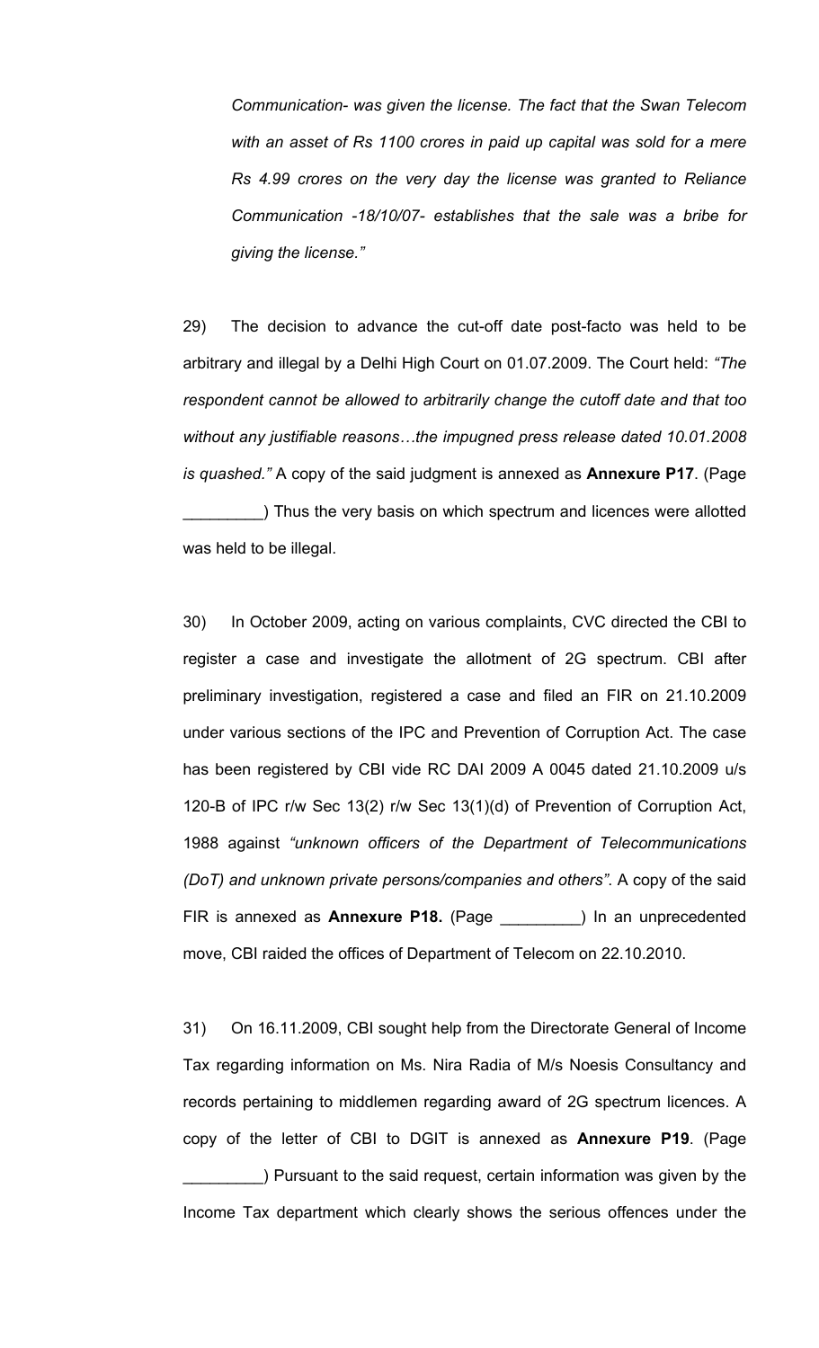*Communication- was given the license. The fact that the Swan Telecom with an asset of Rs 1100 crores in paid up capital was sold for a mere Rs 4.99 crores on the very day the license was granted to Reliance Communication -18/10/07- establishes that the sale was a bribe for giving the license."*

29) The decision to advance the cut-off date post-facto was held to be arbitrary and illegal by a Delhi High Court on 01.07.2009. The Court held: *"The respondent cannot be allowed to arbitrarily change the cutoff date and that too without any justifiable reasons…the impugned press release dated 10.01.2008 is quashed."* A copy of the said judgment is annexed as **Annexure P17**. (Page _________) Thus the very basis on which spectrum and licences were allotted was held to be illegal.

30) In October 2009, acting on various complaints, CVC directed the CBI to register a case and investigate the allotment of 2G spectrum. CBI after preliminary investigation, registered a case and filed an FIR on 21.10.2009 under various sections of the IPC and Prevention of Corruption Act. The case has been registered by CBI vide RC DAI 2009 A 0045 dated 21.10.2009 u/s 120-B of IPC r/w Sec 13(2) r/w Sec 13(1)(d) of Prevention of Corruption Act, 1988 against *"unknown officers of the Department of Telecommunications (DoT) and unknown private persons/companies and others"*. A copy of the said FIR is annexed as **Annexure P18.** (Page _________) In an unprecedented move, CBI raided the offices of Department of Telecom on 22.10.2010.

31) On 16.11.2009, CBI sought help from the Directorate General of Income Tax regarding information on Ms. Nira Radia of M/s Noesis Consultancy and records pertaining to middlemen regarding award of 2G spectrum licences. A copy of the letter of CBI to DGIT is annexed as **Annexure P19**. (Page _________) Pursuant to the said request, certain information was given by the Income Tax department which clearly shows the serious offences under the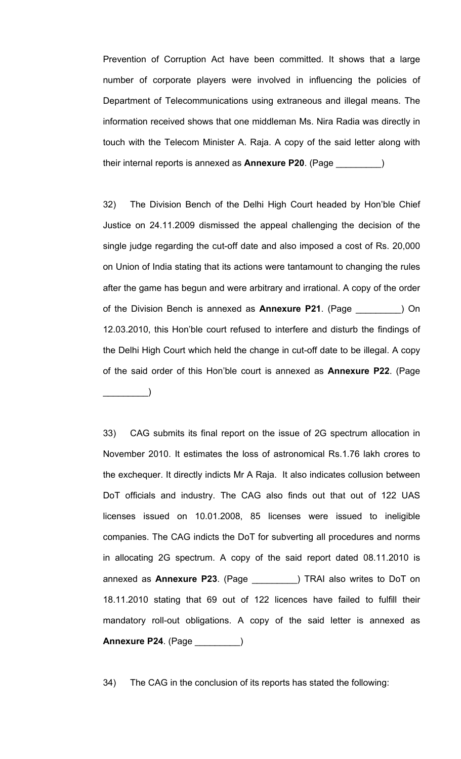Prevention of Corruption Act have been committed. It shows that a large number of corporate players were involved in influencing the policies of Department of Telecommunications using extraneous and illegal means. The information received shows that one middleman Ms. Nira Radia was directly in touch with the Telecom Minister A. Raja. A copy of the said letter along with their internal reports is annexed as **Annexure P20**. (Page _________)

32) The Division Bench of the Delhi High Court headed by Hon'ble Chief Justice on 24.11.2009 dismissed the appeal challenging the decision of the single judge regarding the cut-off date and also imposed a cost of Rs. 20,000 on Union of India stating that its actions were tantamount to changing the rules after the game has begun and were arbitrary and irrational. A copy of the order of the Division Bench is annexed as **Annexure P21**. (Page _________) On 12.03.2010, this Hon'ble court refused to interfere and disturb the findings of the Delhi High Court which held the change in cut-off date to be illegal. A copy of the said order of this Hon'ble court is annexed as **Annexure P22**. (Page _________)

33) CAG submits its final report on the issue of 2G spectrum allocation in November 2010. It estimates the loss of astronomical Rs.1.76 lakh crores to the exchequer. It directly indicts Mr A Raja. It also indicates collusion between DoT officials and industry. The CAG also finds out that out of 122 UAS licenses issued on 10.01.2008, 85 licenses were issued to ineligible companies. The CAG indicts the DoT for subverting all procedures and norms in allocating 2G spectrum. A copy of the said report dated 08.11.2010 is annexed as **Annexure P23**. (Page _________) TRAI also writes to DoT on 18.11.2010 stating that 69 out of 122 licences have failed to fulfill their mandatory roll-out obligations. A copy of the said letter is annexed as **Annexure P24**. (Page _________)

34) The CAG in the conclusion of its reports has stated the following: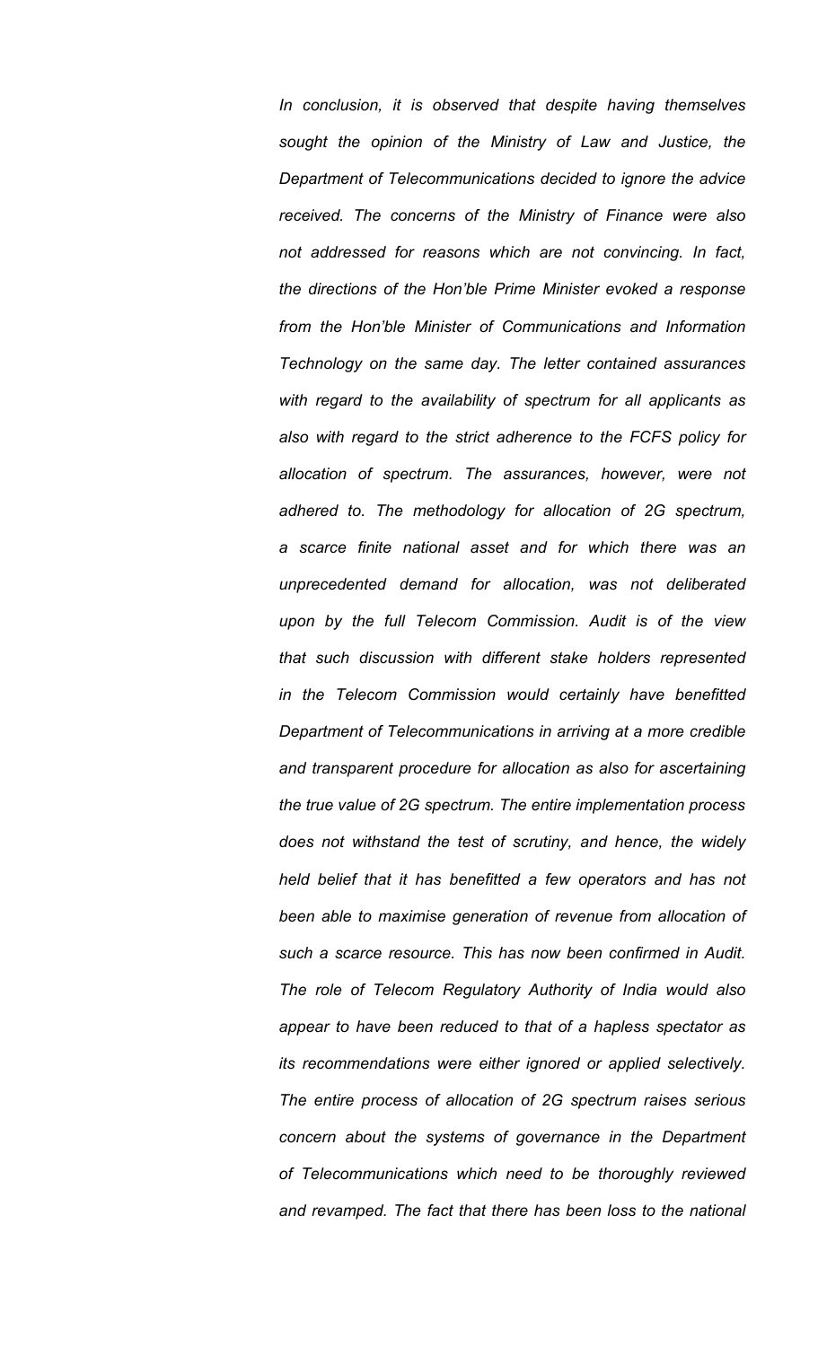*In conclusion, it is observed that despite having themselves sought the opinion of the Ministry of Law and Justice, the Department of Telecommunications decided to ignore the advice received. The concerns of the Ministry of Finance were also not addressed for reasons which are not convincing. In fact, the directions of the Hon'ble Prime Minister evoked a response from the Hon'ble Minister of Communications and Information Technology on the same day. The letter contained assurances with regard to the availability of spectrum for all applicants as also with regard to the strict adherence to the FCFS policy for allocation of spectrum. The assurances, however, were not adhered to. The methodology for allocation of 2G spectrum, a scarce finite national asset and for which there was an unprecedented demand for allocation, was not deliberated upon by the full Telecom Commission. Audit is of the view that such discussion with different stake holders represented in the Telecom Commission would certainly have benefitted Department of Telecommunications in arriving at a more credible and transparent procedure for allocation as also for ascertaining the true value of 2G spectrum. The entire implementation process does not withstand the test of scrutiny, and hence, the widely held belief that it has benefitted a few operators and has not been able to maximise generation of revenue from allocation of such a scarce resource. This has now been confirmed in Audit. The role of Telecom Regulatory Authority of India would also appear to have been reduced to that of a hapless spectator as its recommendations were either ignored or applied selectively. The entire process of allocation of 2G spectrum raises serious concern about the systems of governance in the Department of Telecommunications which need to be thoroughly reviewed and revamped. The fact that there has been loss to the national*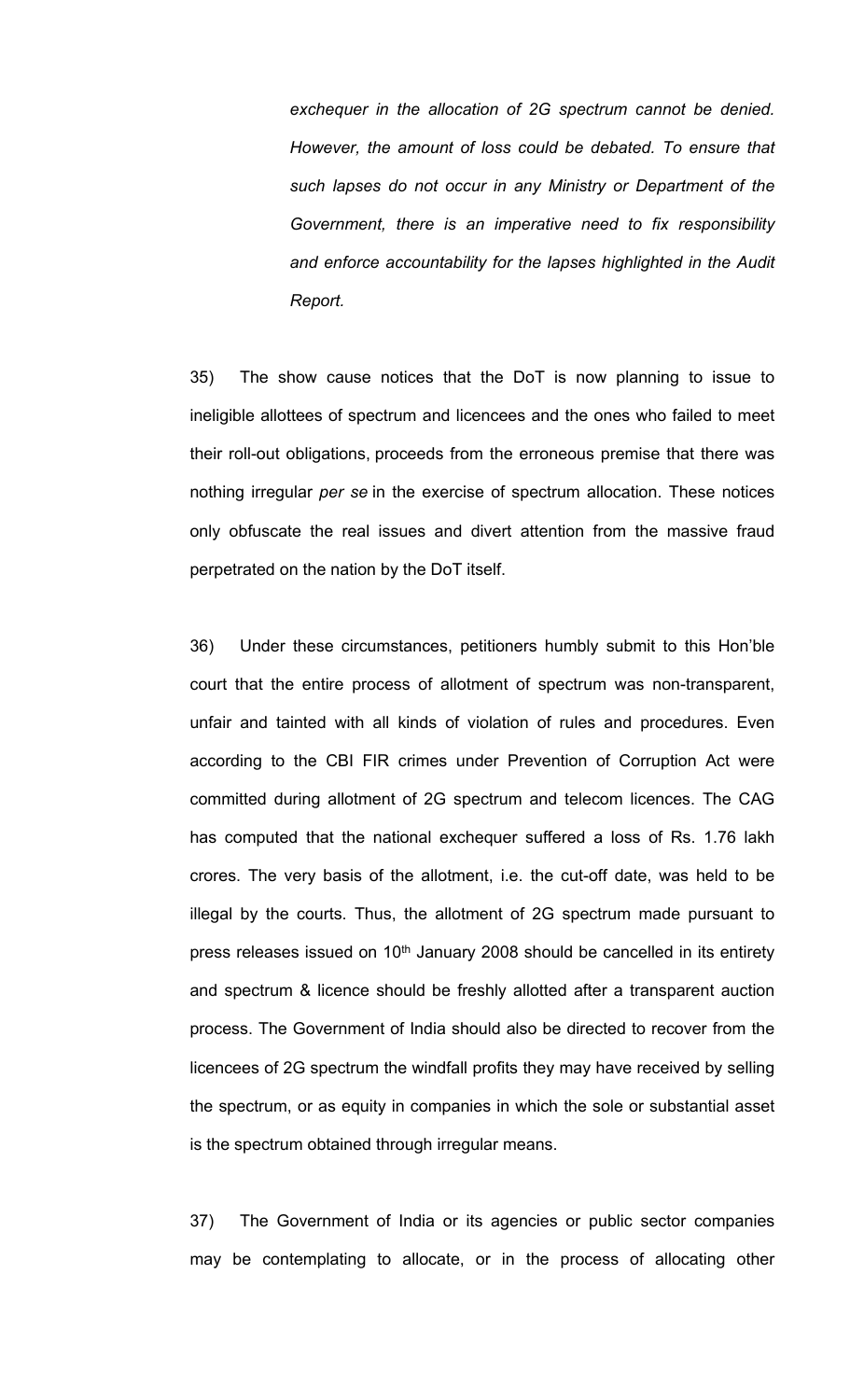*exchequer in the allocation of 2G spectrum cannot be denied. However, the amount of loss could be debated. To ensure that such lapses do not occur in any Ministry or Department of the Government, there is an imperative need to fix responsibility and enforce accountability for the lapses highlighted in the Audit Report.*

35) The show cause notices that the DoT is now planning to issue to ineligible allottees of spectrum and licencees and the ones who failed to meet their roll-out obligations, proceeds from the erroneous premise that there was nothing irregular *per se* in the exercise of spectrum allocation. These notices only obfuscate the real issues and divert attention from the massive fraud perpetrated on the nation by the DoT itself.

36) Under these circumstances, petitioners humbly submit to this Hon'ble court that the entire process of allotment of spectrum was non-transparent, unfair and tainted with all kinds of violation of rules and procedures. Even according to the CBI FIR crimes under Prevention of Corruption Act were committed during allotment of 2G spectrum and telecom licences. The CAG has computed that the national exchequer suffered a loss of Rs. 1.76 lakh crores. The very basis of the allotment, i.e. the cut-off date, was held to be illegal by the courts. Thus, the allotment of 2G spectrum made pursuant to press releases issued on 10th January 2008 should be cancelled in its entirety and spectrum & licence should be freshly allotted after a transparent auction process. The Government of India should also be directed to recover from the licencees of 2G spectrum the windfall profits they may have received by selling the spectrum, or as equity in companies in which the sole or substantial asset is the spectrum obtained through irregular means.

37) The Government of India or its agencies or public sector companies may be contemplating to allocate, or in the process of allocating other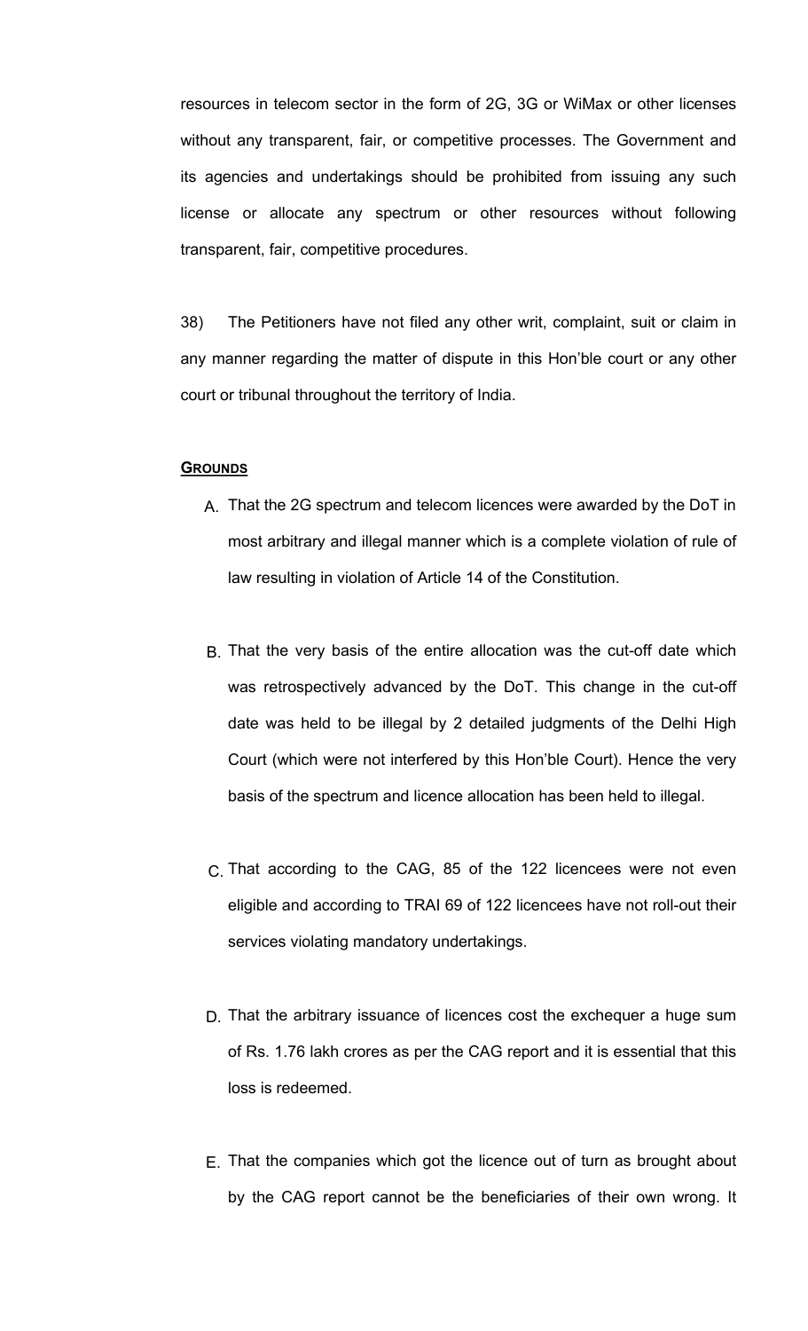resources in telecom sector in the form of 2G, 3G or WiMax or other licenses without any transparent, fair, or competitive processes. The Government and its agencies and undertakings should be prohibited from issuing any such license or allocate any spectrum or other resources without following transparent, fair, competitive procedures.

38) The Petitioners have not filed any other writ, complaint, suit or claim in any manner regarding the matter of dispute in this Hon'ble court or any other court or tribunal throughout the territory of India.

**GROUNDS**

A. That the 2G spectrum and telecom licences were awarded by the DoT in most arbitrary and illegal manner which is a complete violation of rule of law resulting in violation of Article 14 of the Constitution.

B. That the very basis of the entire allocation was the cut-off date which was retrospectively advanced by the DoT. This change in the cut-off date was held to be illegal by 2 detailed judgments of the Delhi High Court (which were not interfered by this Hon'ble Court). Hence the very basis of the spectrum and licence allocation has been held to illegal.

C. That according to the CAG, 85 of the 122 licencees were not even eligible and according to TRAI 69 of 122 licencees have not roll-out their services violating mandatory undertakings.

D. That the arbitrary issuance of licences cost the exchequer a huge sum of Rs. 1.76 lakh crores as per the CAG report and it is essential that this loss is redeemed.

E. That the companies which got the licence out of turn as brought about by the CAG report cannot be the beneficiaries of their own wrong. It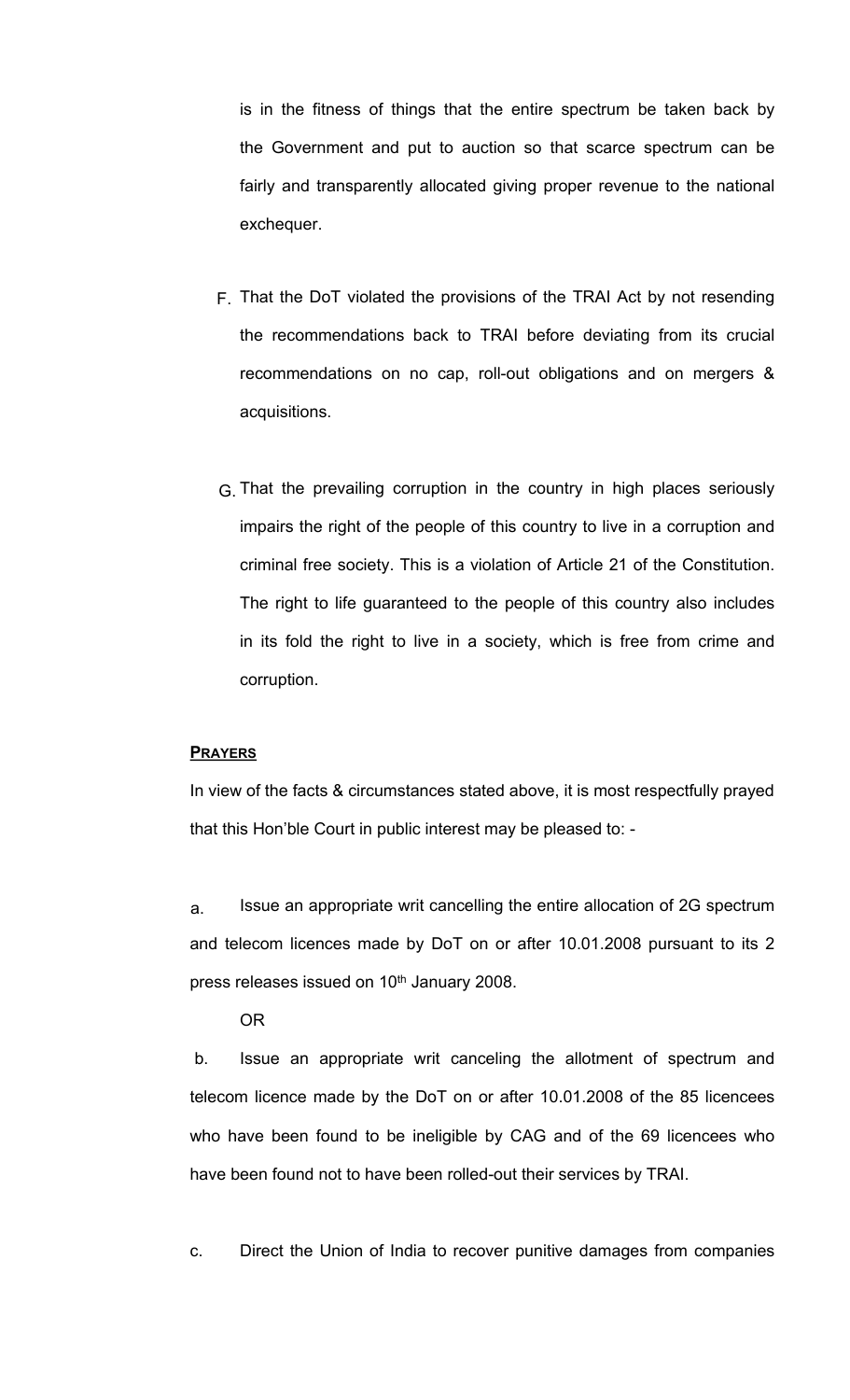is in the fitness of things that the entire spectrum be taken back by the Government and put to auction so that scarce spectrum can be fairly and transparently allocated giving proper revenue to the national exchequer.

F. That the DoT violated the provisions of the TRAI Act by not resending the recommendations back to TRAI before deviating from its crucial recommendations on no cap, roll-out obligations and on mergers & acquisitions.

G. That the prevailing corruption in the country in high places seriously impairs the right of the people of this country to live in a corruption and criminal free society. This is a violation of Article 21 of the Constitution. The right to life guaranteed to the people of this country also includes in its fold the right to live in a society, which is free from crime and corruption.

**PRAYERS**

In view of the facts & circumstances stated above, it is most respectfully prayed that this Hon'ble Court in public interest may be pleased to: -

a. Issue an appropriate writ cancelling the entire allocation of 2G spectrum and telecom licences made by DoT on or after 10.01.2008 pursuant to its 2 press releases issued on 10th January 2008.

OR

b. Issue an appropriate writ canceling the allotment of spectrum and telecom licence made by the DoT on or after 10.01.2008 of the 85 licencees who have been found to be ineligible by CAG and of the 69 licencees who have been found not to have been rolled-out their services by TRAI.

c. Direct the Union of India to recover punitive damages from companies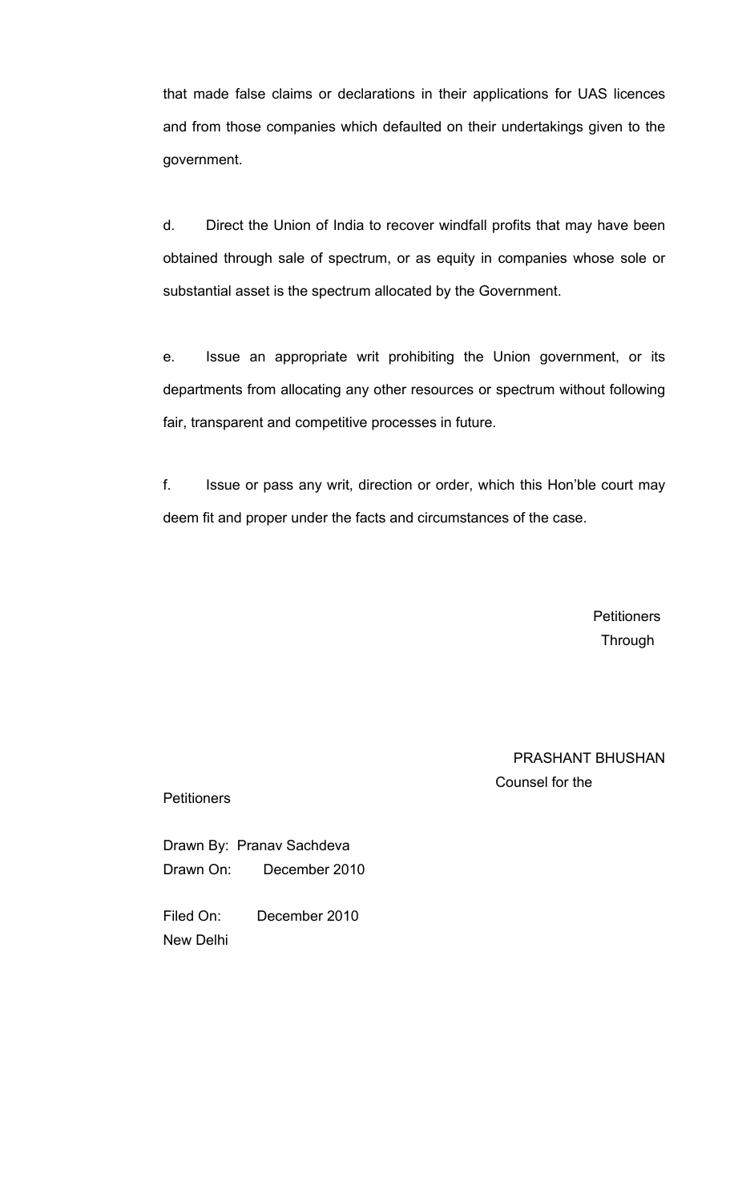that made false claims or declarations in their applications for UAS licences and from those companies which defaulted on their undertakings given to the government.

d. Direct the Union of India to recover windfall profits that may have been obtained through sale of spectrum, or as equity in companies whose sole or substantial asset is the spectrum allocated by the Government.

e. Issue an appropriate writ prohibiting the Union government, or its departments from allocating any other resources or spectrum without following fair, transparent and competitive processes in future.

f. Issue or pass any writ, direction or order, which this Hon'ble court may deem fit and proper under the facts and circumstances of the case.

Petitioners
Through

PRASHANT BHUSHAN
Counsel for the Petitioners

Drawn By: Pranav Sachdeva
Drawn On: December 2010

Filed On: December 2010
New Delhi